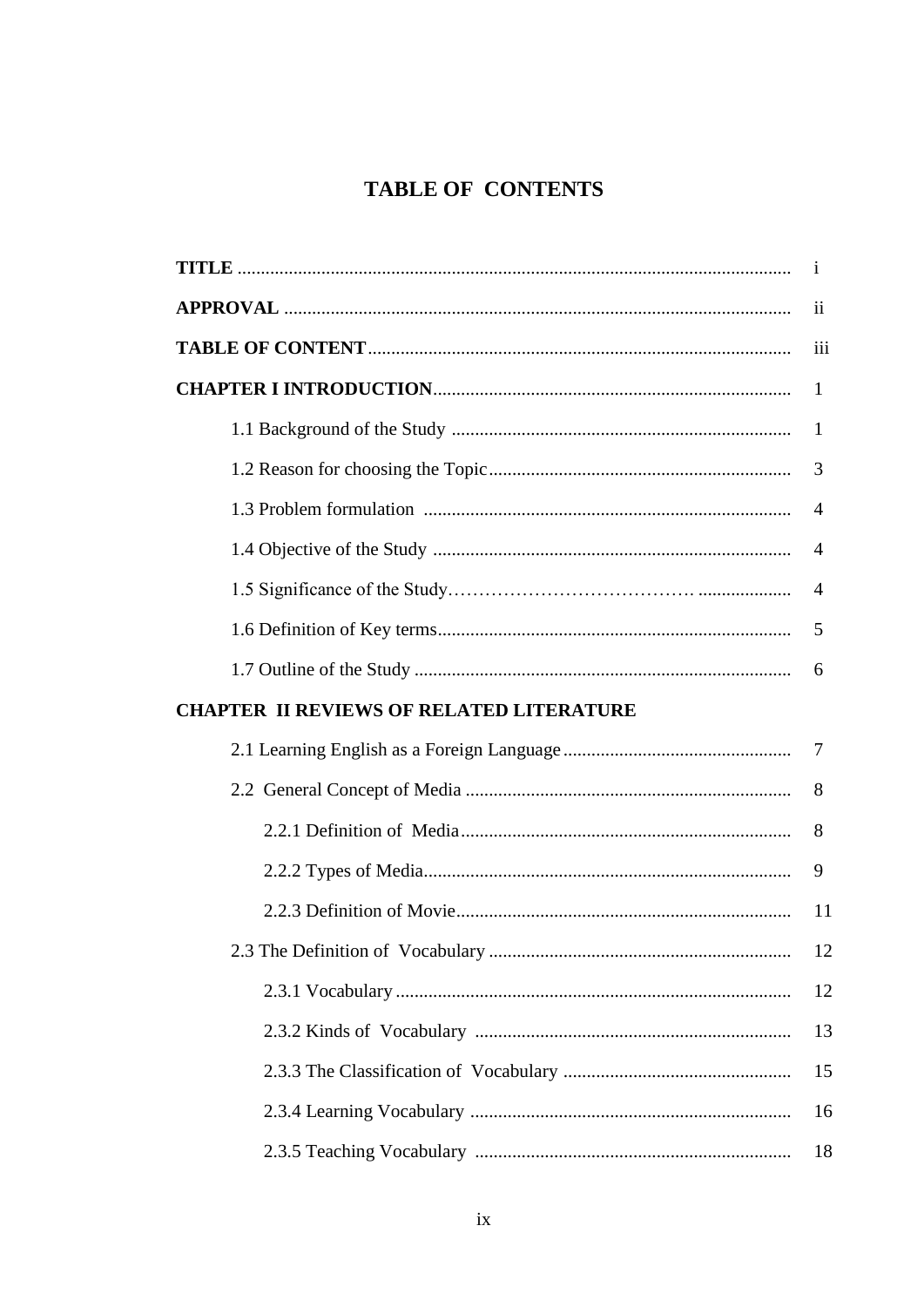# TABLE OF CONTENTS

**TITLE** ........................................................................................................ i

**APPROVAL** ................................................................................................ ii

**TABLE OF CONTENT**............................................................................. iii

**CHAPTER I INTRODUCTION**............................................................... 1

1.1 Background of the Study ........................................................................ 1

1.2 Reason for choosing the Topic................................................................ 3

1.3 Problem formulation .............................................................................. 4

1.4 Objective of the Study ............................................................................ 4

1.5 Significance of the Study…………………………………................... 4

1.6 Definition of Key terms........................................................................... 5

1.7 Outline of the Study ................................................................................ 6

**CHAPTER II REVIEWS OF RELATED LITERATURE**

2.1 Learning English as a Foreign Language ................................................ 7

2.2 General Concept of Media ..................................................................... 8

2.2.1 Definition of Media...................................................................... 8

2.2.2 Types of Media.............................................................................. 9

2.2.3 Definition of Movie....................................................................... 11

2.3 The Definition of Vocabulary ................................................................ 12

2.3.1 Vocabulary .................................................................................... 12

2.3.2 Kinds of Vocabulary .................................................................... 13

2.3.3 The Classification of Vocabulary ................................................ 15

2.3.4 Learning Vocabulary .................................................................... 16

2.3.5 Teaching Vocabulary ................................................................... 18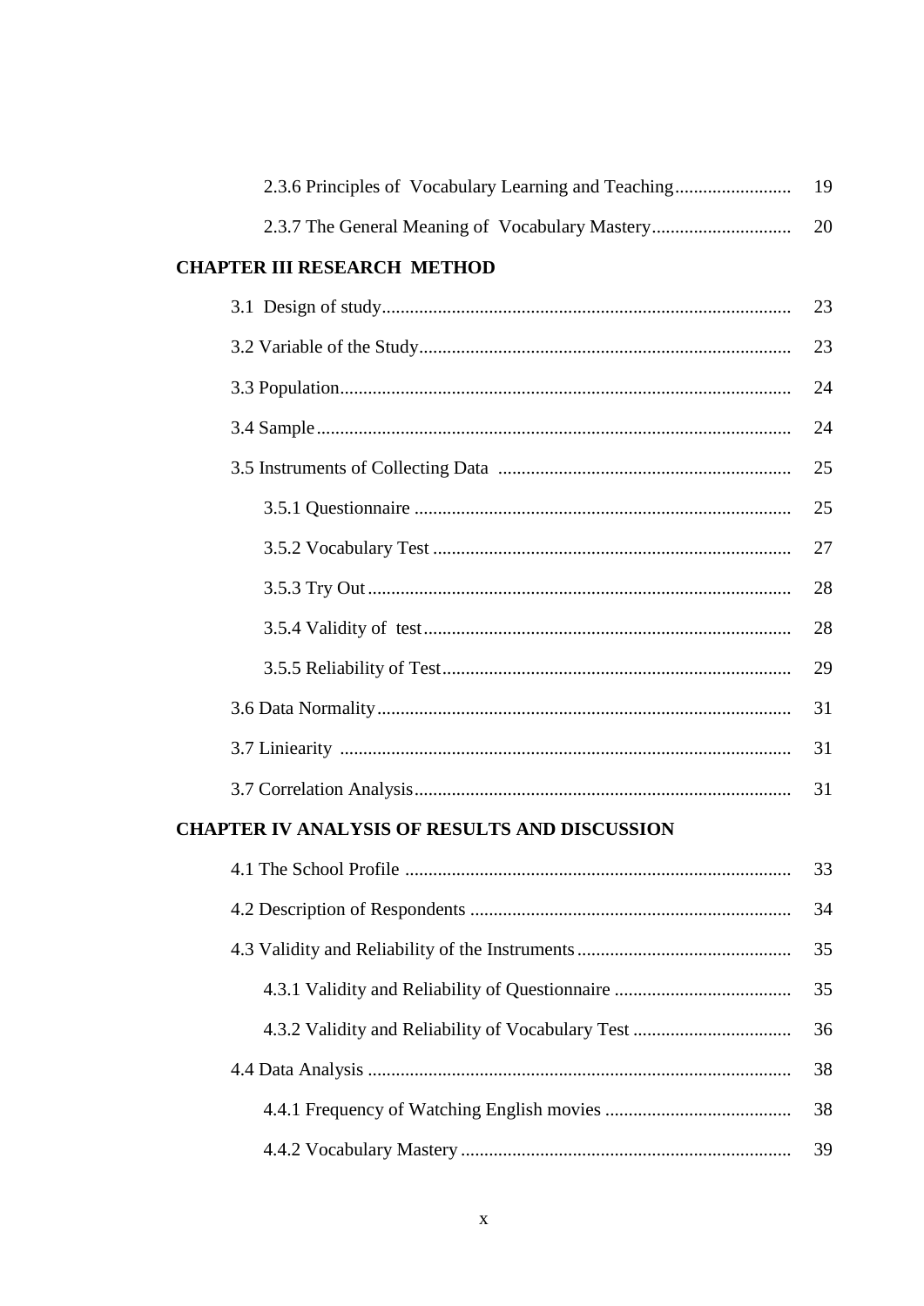2.3.6 Principles of Vocabulary Learning and Teaching ......................... 19

2.3.7 The General Meaning of Vocabulary Mastery ............................. 20

**CHAPTER III RESEARCH METHOD**

3.1 Design of study ....................................................................................... 23

3.2 Variable of the Study ............................................................................... 23

3.3 Population ................................................................................................ 24

3.4 Sample ..................................................................................................... 24

3.5 Instruments of Collecting Data ............................................................... 25

3.5.1 Questionnaire ................................................................................ 25

3.5.2 Vocabulary Test ............................................................................ 27

3.5.3 Try Out .......................................................................................... 28

3.5.4 Validity of test .............................................................................. 28

3.5.5 Reliability of Test .......................................................................... 29

3.6 Data Normality ........................................................................................ 31

3.7 Liniearity ................................................................................................ 31

3.7 Correlation Analysis ................................................................................ 31

**CHAPTER IV ANALYSIS OF RESULTS AND DISCUSSION**

4.1 The School Profile .................................................................................. 33

4.2 Description of Respondents .................................................................... 34

4.3 Validity and Reliability of the Instruments ............................................. 35

4.3.1 Validity and Reliability of Questionnaire ...................................... 35

4.3.2 Validity and Reliability of Vocabulary Test .................................. 36

4.4 Data Analysis .......................................................................................... 38

4.4.1 Frequency of Watching English movies ........................................ 38

4.4.2 Vocabulary Mastery ....................................................................... 39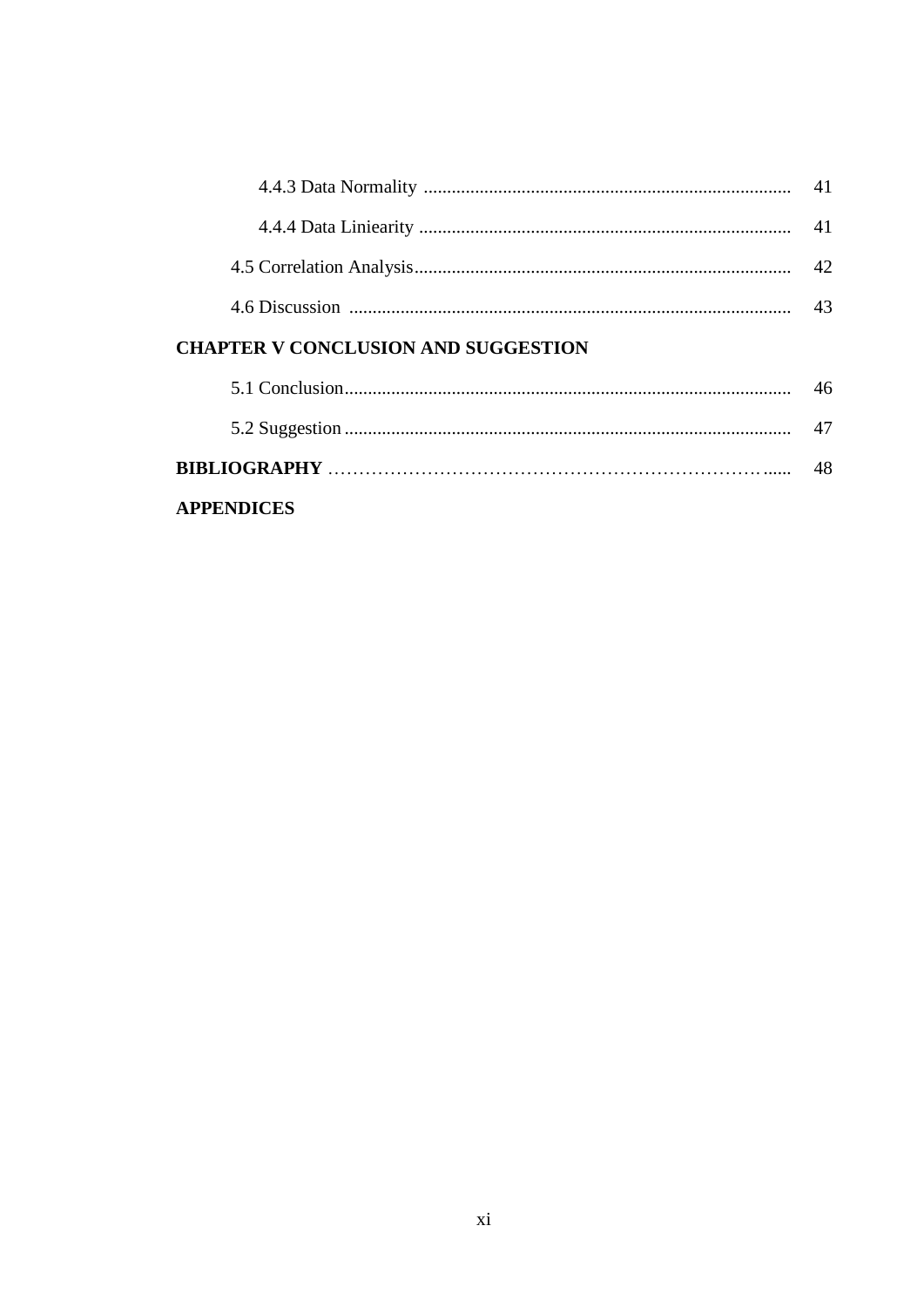4.4.3 Data Normality .............................................................................. 41

4.4.4 Data Liniearity ............................................................................... 41

4.5 Correlation Analysis................................................................................ 42

4.6 Discussion .............................................................................................. 43

**CHAPTER V CONCLUSION AND SUGGESTION**

5.1 Conclusion............................................................................................... 46

5.2 Suggestion ............................................................................................... 47

**BIBLIOGRAPHY** ……………………………………………………………......... 48

**APPENDICES**